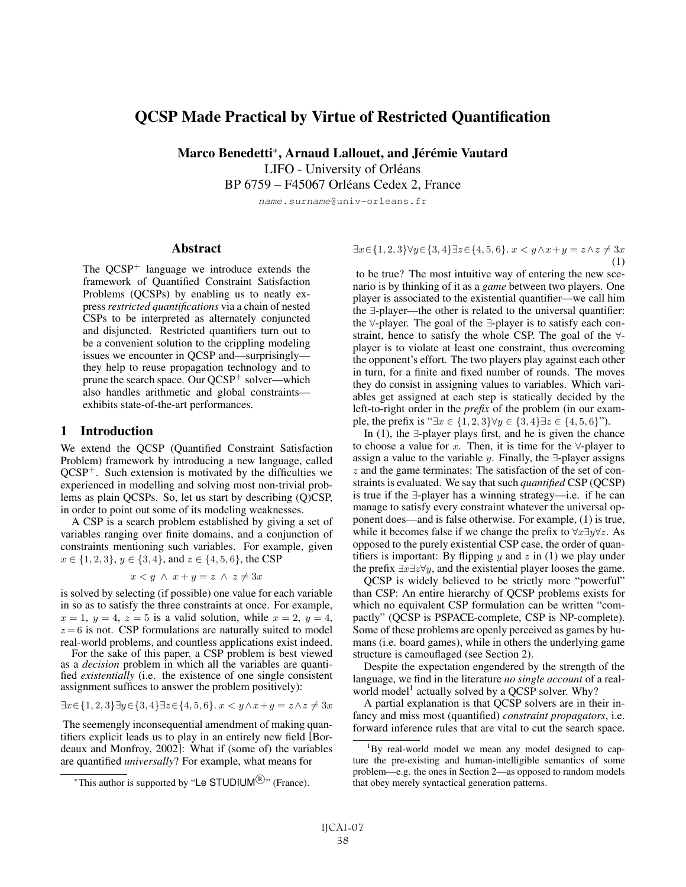# QCSP Made Practical by Virtue of Restricted Quantification

**Marco Benedetti***, **Arnaud Lallouet, and Jérémie Vautard**

LIFO - University of Orléans
BP 6759 – F45067 Orléans Cedex 2, France
name.surname@univ-orleans.fr

## Abstract

The QCSP$^+$ language we introduce extends the framework of Quantified Constraint Satisfaction Problems (QCSPs) by enabling us to neatly express *restricted quantifications* via a chain of nested CSPs to be interpreted as alternately conjuncted and disjuncted. Restricted quantifiers turn out to be a convenient solution to the crippling modeling issues we encounter in QCSP and—surprisingly—they help to reuse propagation technology and to prune the search space. Our QCSP$^+$ solver—which also handles arithmetic and global constraints—exhibits state-of-the-art performances.

## 1 Introduction

We extend the QCSP (Quantified Constraint Satisfaction Problem) framework by introducing a new language, called QCSP$^+$. Such extension is motivated by the difficulties we experienced in modelling and solving most non-trivial problems as plain QCSPs. So, let us start by describing (Q)CSP, in order to point out some of its modeling weaknesses.

A CSP is a search problem established by giving a set of variables ranging over finite domains, and a conjunction of constraints mentioning such variables. For example, given $x \in \{1, 2, 3\}$, $y \in \{3, 4\}$, and $z \in \{4, 5, 6\}$, the CSP

$$x < y \ \wedge \ x + y = z \ \wedge \ z \neq 3x$$

is solved by selecting (if possible) one value for each variable in so as to satisfy the three constraints at once. For example, $x = 1$, $y = 4$, $z = 5$ is a valid solution, while $x = 2$, $y = 4$, $z = 6$ is not. CSP formulations are naturally suited to model real-world problems, and countless applications exist indeed.

For the sake of this paper, a CSP problem is best viewed as a *decision* problem in which all the variables are quantified *existentially* (i.e. the existence of one single consistent assignment suffices to answer the problem positively):

$$\exists x \in \{1, 2, 3\} \exists y \in \{3, 4\} \exists z \in \{4, 5, 6\}. \ x < y \wedge x + y = z \wedge z \neq 3x$$

The seemengly inconsequential amendment of making quantifiers explicit leads us to play in an entirely new field [Bordeaux and Monfroy, 2002]: What if (some of) the variables are quantified *universally*? For example, what means for

$$\exists x \in \{1, 2, 3\} \forall y \in \{3, 4\} \exists z \in \{4, 5, 6\}. \ x < y \wedge x + y = z \wedge z \neq 3x \quad (1)$$

to be true? The most intuitive way of entering the new scenario is by thinking of it as a *game* between two players. One player is associated to the existential quantifier—we call him the $\exists$-player—the other is related to the universal quantifier: the $\forall$-player. The goal of the $\exists$-player is to satisfy each constraint, hence to satisfy the whole CSP. The goal of the $\forall$-player is to violate at least one constraint, thus overcoming the opponent's effort. The two players play against each other in turn, for a finite and fixed number of rounds. The moves they do consist in assigning values to variables. Which variables get assigned at each step is statically decided by the left-to-right order in the *prefix* of the problem (in our example, the prefix is "$\exists x \in \{1, 2, 3\} \forall y \in \{3, 4\} \exists z \in \{4, 5, 6\}$").

In (1), the $\exists$-player plays first, and he is given the chance to choose a value for $x$. Then, it is time for the $\forall$-player to assign a value to the variable $y$. Finally, the $\exists$-player assigns $z$ and the game terminates: The satisfaction of the set of constraints is evaluated. We say that such *quantified* CSP (QCSP) is true if the $\exists$-player has a winning strategy—i.e. if he can manage to satisfy every constraint whatever the universal opponent does—and is false otherwise. For example, (1) is true, while it becomes false if we change the prefix to $\forall x \exists y \forall z$. As opposed to the purely existential CSP case, the order of quantifiers is important: By flipping $y$ and $z$ in (1) we play under the prefix $\exists x \exists z \forall y$, and the existential player looses the game.

QCSP is widely believed to be strictly more "powerful" than CSP: An entire hierarchy of QCSP problems exists for which no equivalent CSP formulation can be written "compactly" (QCSP is PSPACE-complete, CSP is NP-complete). Some of these problems are openly perceived as games by humans (i.e. board games), while in others the underlying game structure is camouflaged (see Section 2).

Despite the expectation engendered by the strength of the language, we find in the literature *no single account* of a real-world model[1] actually solved by a QCSP solver. Why?

A partial explanation is that QCSP solvers are in their infancy and miss most (quantified) *constraint propagators*, i.e. forward inference rules that are vital to cut the search space.

---

*This author is supported by "Le STUDIUM®" (France).

[1] By real-world model we mean any model designed to capture the pre-existing and human-intelligible semantics of some problem—e.g. the ones in Section 2—as opposed to random models that obey merely syntactical generation patterns.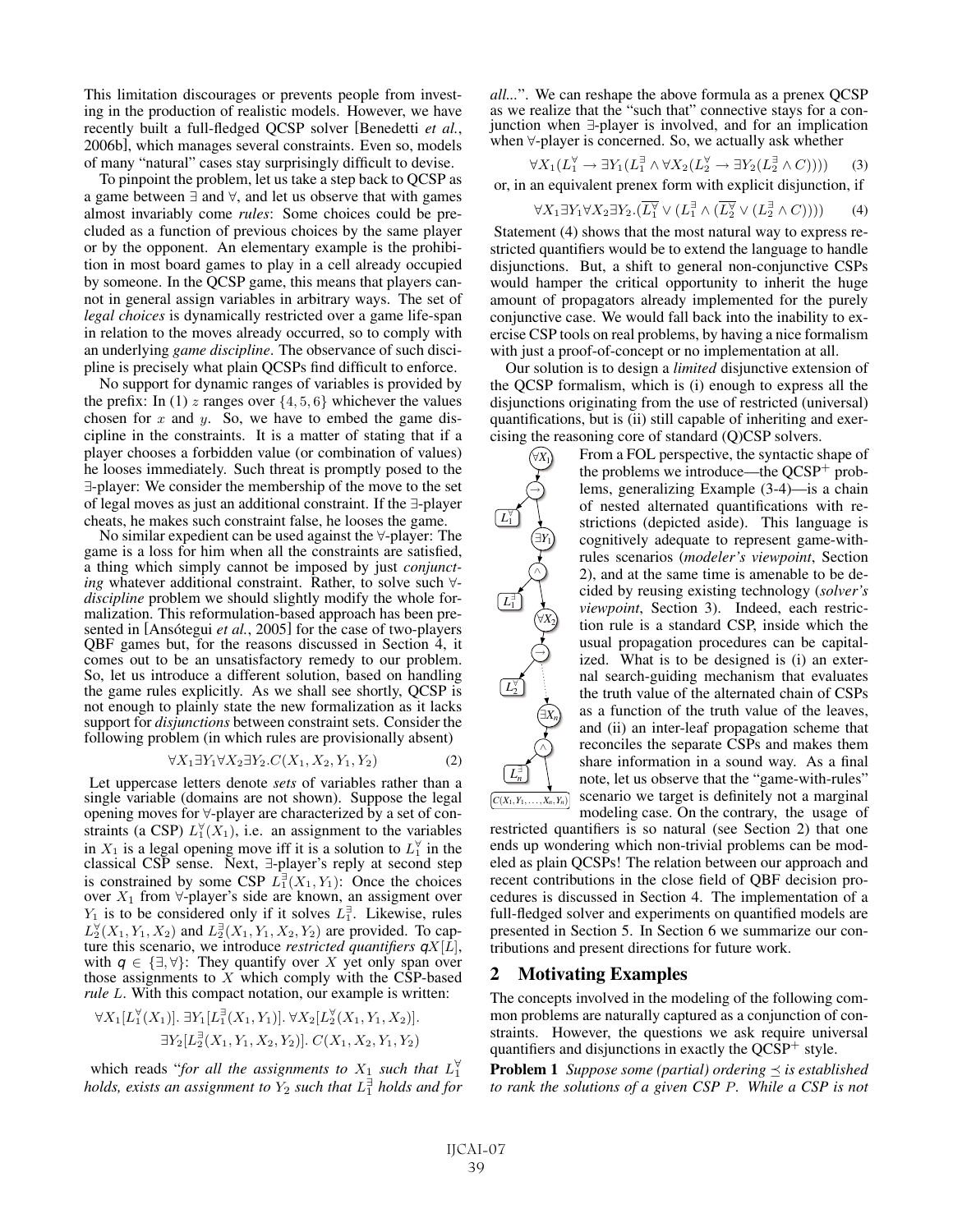This limitation discourages or prevents people from investing in the production of realistic models. However, we have recently built a full-fledged QCSP solver [Benedetti *et al.*, 2006b], which manages several constraints. Even so, models of many "natural" cases stay surprisingly difficult to devise.

To pinpoint the problem, let us take a step back to QCSP as a game between $\exists$ and $\forall$, and let us observe that with games almost invariably come *rules*: Some choices could be precluded as a function of previous choices by the same player or by the opponent. An elementary example is the prohibition in most board games to play in a cell already occupied by someone. In the QCSP game, this means that players cannot in general assign variables in arbitrary ways. The set of *legal choices* is dynamically restricted over a game life-span in relation to the moves already occurred, so to comply with an underlying *game discipline*. The observance of such discipline is precisely what plain QCSPs find difficult to enforce.

No support for dynamic ranges of variables is provided by the prefix: In (1) $z$ ranges over $\{4, 5, 6\}$ whichever the values chosen for $x$ and $y$. So, we have to embed the game discipline in the constraints. It is a matter of stating that if a player chooses a forbidden value (or combination of values) he looses immediately. Such threat is promptly posed to the $\exists$-player: We consider the membership of the move to the set of legal moves as just an additional constraint. If the $\exists$-player cheats, he makes such constraint false, he looses the game.

No similar expedient can be used against the $\forall$-player: The game is a loss for him when all the constraints are satisfied, a thing which simply cannot be imposed by just *conjuncting* whatever additional constraint. Rather, to solve such $\forall$-*discipline* problem we should slightly modify the whole formalization. This reformulation-based approach has been presented in [Ansótegui *et al.*, 2005] for the case of two-players QBF games but, for the reasons discussed in Section 4, it comes out to be an unsatisfactory remedy to our problem. So, let us introduce a different solution, based on handling the game rules explicitly. As we shall see shortly, QCSP is not enough to plainly state the new formalization as it lacks support for *disjunctions* between constraint sets. Consider the following problem (in which rules are provisionally absent)

$$\forall X_1 \exists Y_1 \forall X_2 \exists Y_2 . C(X_1, X_2, Y_1, Y_2) \quad (2)$$

Let uppercase letters denote *sets* of variables rather than a single variable (domains are not shown). Suppose the legal opening moves for $\forall$-player are characterized by a set of constraints (a CSP) $L_1^\forall(X_1)$, i.e. an assignment to the variables in $X_1$ is a legal opening move iff it is a solution to $L_1^\forall$ in the classical CSP sense. Next, $\exists$-player's reply at second step is constrained by some CSP $L_1^\exists(X_1, Y_1)$: Once the choices over $X_1$ from $\forall$-player's side are known, an assigment over $Y_1$ is to be considered only if it solves $L_1^\exists$. Likewise, rules $L_2^\forall(X_1, Y_1, X_2)$ and $L_2^\exists(X_1, Y_1, X_2, Y_2)$ are provided. To capture this scenario, we introduce *restricted quantifiers* $qX[L]$, with $q \in \{\exists, \forall\}$: They quantify over $X$ yet only span over those assignments to $X$ which comply with the CSP-based *rule* $L$. With this compact notation, our example is written:

$$\forall X_1[L_1^\forall(X_1)].\ \exists Y_1[L_1^\exists(X_1, Y_1)].\ \forall X_2[L_2^\forall(X_1, Y_1, X_2)].$$
$$\exists Y_2[L_2^\exists(X_1, Y_1, X_2, Y_2)].\ C(X_1, X_2, Y_1, Y_2)$$

which reads "*for all the assignments to $X_1$ such that $L_1^\forall$ holds, exists an assignment to $Y_2$ such that $L_1^\exists$ holds and for all...*". We can reshape the above formula as a prenex QCSP as we realize that the "such that" connective stays for a conjunction when $\exists$-player is involved, and for an implication when $\forall$-player is concerned. So, we actually ask whether

$$\forall X_1 (L_1^\forall \rightarrow \exists Y_1 (L_1^\exists \wedge \forall X_2 (L_2^\forall \rightarrow \exists Y_2 (L_2^\exists \wedge C)))) \quad (3)$$

or, in an equivalent prenex form with explicit disjunction, if

$$\forall X_1 \exists Y_1 \forall X_2 \exists Y_2 . (\overline{L_1^\forall} \vee (L_1^\exists \wedge (\overline{L_2^\forall} \vee (L_2^\exists \wedge C)))) \quad (4)$$

Statement (4) shows that the most natural way to express restricted quantifiers would be to extend the language to handle disjunctions. But, a shift to general non-conjunctive CSPs would hamper the critical opportunity to inherit the huge amount of propagators already implemented for the purely conjunctive case. We would fall back into the inability to exercise CSP tools on real problems, by having a nice formalism with just a proof-of-concept or no implementation at all.

Our solution is to design a *limited* disjunctive extension of the QCSP formalism, which is (i) enough to express all the disjunctions originating from the use of restricted (universal) quantifications, but is (ii) still capable of inheriting and exercising the reasoning core of standard (Q)CSP solvers.

From a FOL perspective, the syntactic shape of the problems we introduce—the QCSP$^+$ problems, generalizing Example (3-4)—is a chain of nested alternated quantifications with restrictions (depicted aside). This language is cognitively adequate to represent game-with-rules scenarios (*modeler's viewpoint*, Section 2), and at the same time is amenable to be decided by reusing existing technology (*solver's viewpoint*, Section 3). Indeed, each restriction rule is a standard CSP, inside which the usual propagation procedures can be capitalized. What is to be designed is (i) an external search-guiding mechanism that evaluates the truth value of the alternated chain of CSPs as a function of the truth value of the leaves, and (ii) an inter-leaf propagation scheme that reconciles the separate CSPs and makes them share information in a sound way. As a final note, let us observe that the "game-with-rules" scenario we target is definitely not a marginal modeling case. On the contrary, the usage of restricted quantifiers is so natural (see Section 2) that one ends up wondering which non-trivial problems can be modeled as plain QCSPs! The relation between our approach and recent contributions in the close field of QBF decision procedures is discussed in Section 4. The implementation of a full-fledged solver and experiments on quantified models are presented in Section 5. In Section 6 we summarize our contributions and present directions for future work.

## 2 Motivating Examples

The concepts involved in the modeling of the following common problems are naturally captured as a conjunction of constraints. However, the questions we ask require universal quantifiers and disjunctions in exactly the QCSP$^+$ style.

**Problem 1** *Suppose some (partial) ordering $\preceq$ is established to rank the solutions of a given CSP $P$. While a CSP is not*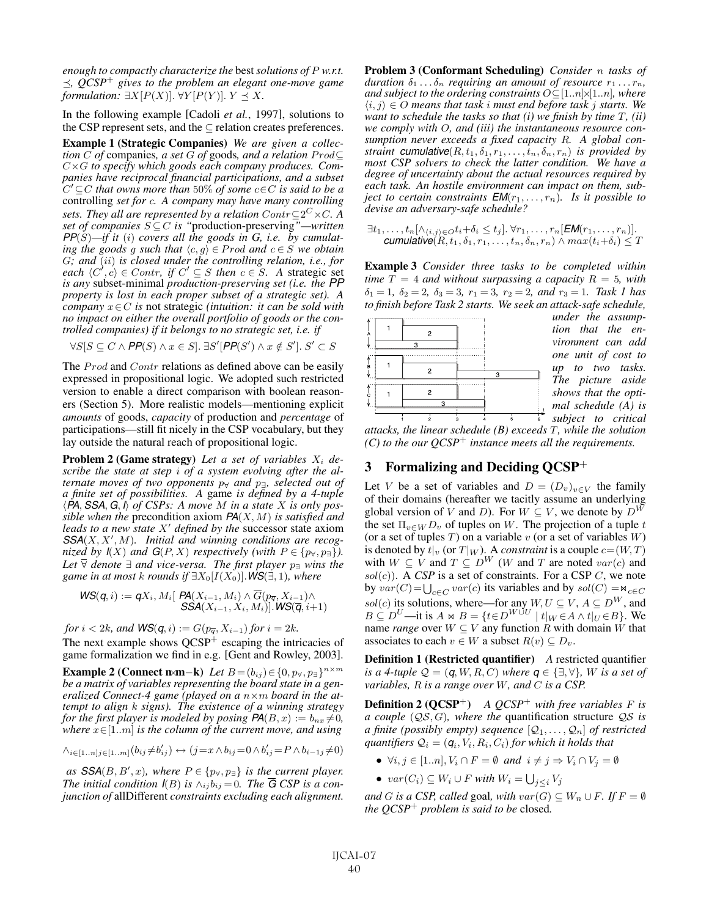*enough to compactly characterize the* best *solutions of $P$ w.r.t. $\preceq$, QCSP$^+$ gives to the problem an elegant one-move game formulation: $\exists X[P(X)].\ \forall Y[P(Y)].\ Y \preceq X$.*

In the following example [Cadoli *et al.*, 1997], solutions to the CSP represent sets, and the $\subseteq$ relation creates preferences.

**Example 1 (Strategic Companies)** *We are given a collection $C$ of* companies*, a set $G$ of* goods*, and a relation $Prod \subseteq C \times G$ to specify which goods each company produces. Companies have reciprocal financial participations, and a subset $C' \subseteq C$ that owns more than 50% of some $c \in C$ is said to be a* controlling *set for $c$. A company may have many controlling sets. They all are represented by a relation $Contr \subseteq 2^C \times C$. A set of companies $S \subseteq C$ is "*production-preserving*"—written $\mathsf{PP}(S)$—if it $(i)$ covers all the goods in $G$, i.e. by cumulating the goods $g$ such that $\langle c, g\rangle \in Prod$ and $c \in S$ we obtain $G$; and $(ii)$ is closed under the controlling relation, i.e., for each $\langle C', c\rangle \in Contr$, if $C' \subseteq S$ then $c \in S$. A* strategic set *is any* subset-minimal *production-preserving set (i.e. the $\mathsf{PP}$ property is lost in each proper subset of a strategic set). A company $x \in C$ is* not strategic *(intuition: it can be sold with no impact on either the overall portfolio of goods or the controlled companies) if it belongs to no strategic set, i.e. if*

$$\forall S[S \subseteq C \land \mathsf{PP}(S) \land x \in S].\ \exists S'[\mathsf{PP}(S') \land x \notin S'].\ S' \subset S$$

The $Prod$ and $Contr$ relations as defined above can be easily expressed in propositional logic. We adopted such restricted version to enable a direct comparison with boolean reasoners (Section 5). More realistic models—mentioning explicit *amounts* of goods, *capacity* of production and *percentage* of participations—still fit nicely in the CSP vocabulary, but they lay outside the natural reach of propositional logic.

**Problem 2 (Game strategy)** *Let a set of variables $X_i$ describe the state at step $i$ of a system evolving after the alternate moves of two opponents $p_\forall$ and $p_\exists$, selected out of a finite set of possibilities. A* game *is defined by a 4-tuple $\langle \mathsf{PA}, \mathsf{SSA}, \mathsf{G}, \mathsf{I}\rangle$ of CSPs: A move $M$ in a state $X$ is only possible when the* precondition axiom *$\mathsf{PA}(X, M)$ is satisfied and leads to a new state $X'$ defined by the* successor state axiom *$\mathsf{SSA}(X, X', M)$. Initial and winning conditions are recognized by $\mathsf{I}(X)$ and $\mathsf{G}(P, X)$ respectively (with $P \in \{p_\forall, p_\exists\}$). Let $\overline{\forall}$ denote $\exists$ and vice-versa. The first player $p_\exists$ wins the game in at most $k$ rounds if $\exists X_0[I(X_0)].\mathsf{WS}(\exists, 1)$, where*

$$\mathsf{WS}(\mathsf{q}, i) := \mathsf{q}X_i, M_i[\ \mathsf{PA}(X_{i-1}, M_i) \land \overline{G}(p_{\overline{\mathsf{q}}}, X_{i-1}) \land \mathsf{SSA}(X_{i-1}, X_i, M_i)].\mathsf{WS}(\overline{\mathsf{q}}, i{+}1)$$

*for $i < 2k$, and $\mathsf{WS}(\mathsf{q}, i) := G(p_{\overline{\mathsf{q}}}, X_{i-1})$ for $i = 2k$.*

The next example shows QCSP$^+$ escaping the intricacies of game formalization we find in e.g. [Gent and Rowley, 2003].

**Example 2 (Connect n×m−k)** *Let $B = (b_{ij}) \in \{0, p_\forall, p_\exists\}^{n\times m}$ be a matrix of variables representing the board state in a generalized Connect-4 game (played on a $n\times m$ board in the attempt to align $k$ signs). The existence of a winning strategy for the first player is modeled by posing $\mathsf{PA}(B, x) := b_{nx} \neq 0$, where $x \in [1..m]$ is the column of the current move, and using*

$$\land_{i\in[1..n] j\in[1..m]}(b_{ij} \neq b'_{ij}) \leftrightarrow (j{=}x \land b_{ij}{=}0 \land b'_{ij}{=}P \land b_{i-1j} \neq 0)$$

*as $\mathsf{SSA}(B, B', x)$, where $P \in \{p_\forall, p_\exists\}$ is the current player. The initial condition $\mathsf{I}(B)$ is $\land_{ij} b_{ij} = 0$. The $\overline{\mathsf{G}}$ CSP is a conjunction of* allDifferent *constraints excluding each alignment.*

**Problem 3 (Conformant Scheduling)** *Consider $n$ tasks of duration $\delta_1 \ldots \delta_n$ requiring an amount of resource $r_1 \ldots r_n$, and subject to the ordering constraints $O \subseteq [1..n] \times [1..n]$, where $\langle i, j\rangle \in O$ means that task $i$ must end before task $j$ starts. We want to schedule the tasks so that (i) we finish by time $T$, (ii) we comply with $O$, and (iii) the instantaneous resource consumption never exceeds a fixed capacity $R$. A global constraint $\mathsf{cumulative}(R, t_1, \delta_1, r_1, \ldots, t_n, \delta_n, r_n)$ is provided by most CSP solvers to check the latter condition. We have a degree of uncertainty about the actual resources required by each task. An hostile environment can impact on them, subject to certain constraints $\mathsf{EM}(r_1, \ldots, r_n)$. Is it possible to devise an adversary-safe schedule?*

$$\exists t_1, \ldots, t_n[\land_{\langle i,j\rangle\in O} t_i{+}\delta_i \leq t_j].\ \forall r_1, \ldots, r_n[\mathsf{EM}(r_1, \ldots, r_n)].\ \mathsf{cumulative}(R, t_1, \delta_1, r_1, \ldots, t_n, \delta_n, r_n) \land max(t_i{+}\delta_i) \leq T$$

**Example 3** *Consider three tasks to be completed within time $T = 4$ and without surpassing a capacity $R = 5$, with $\delta_1 = 1$, $\delta_2 = 2$, $\delta_3 = 3$, $r_1 = 3$, $r_2 = 2$, and $r_3 = 1$. Task 1 has to finish before Task 2 starts. We seek an attack-safe schedule, under the assumption that the environment can add one unit of cost to up to two tasks. The picture aside shows that the optimal schedule (A) is subject to critical attacks, the linear schedule (B) exceeds $T$, while the solution (C) to the our QCSP$^+$ instance meets all the requirements.*

## 3 Formalizing and Deciding QCSP$^+$

Let $V$ be a set of variables and $D = (D_v)_{v\in V}$ the family of their domains (hereafter we tacitly assume an underlying global version of $V$ and $D$). For $W \subseteq V$, we denote by $D^W$ the set $\Pi_{v\in W} D_v$ of tuples on $W$. The projection of a tuple $t$ (or a set of tuples $T$) on a variable $v$ (or a set of variables $W$) is denoted by $t|_v$ (or $T|_W$). A *constraint* is a couple $c = (W, T)$ with $W \subseteq V$ and $T \subseteq D^W$ ($W$ and $T$ are noted $var(c)$ and $sol(c)$). A *CSP* is a set of constraints. For a CSP $C$, we note by $var(C) = \bigcup_{c\in C} var(c)$ its variables and by $sol(C) = \Join_{c\in C} sol(c)$ its solutions, where—for any $W, U \subseteq V$, $A \subseteq D^W$, and $B \subseteq D^U$—it is $A \Join B = \{t \in D^{W\cup U} \mid t|_W \in A \land t|_U \in B\}$. We name *range* over $W \subseteq V$ any function $R$ with domain $W$ that associates to each $v \in W$ a subset $R(v) \subseteq D_v$.

**Definition 1 (Restricted quantifier)** *A* restricted quantifier *is a 4-tuple $\mathcal{Q} = (\mathsf{q}, W, R, C)$ where $\mathsf{q} \in \{\exists, \forall\}$, $W$ is a set of variables, $R$ is a range over $W$, and $C$ is a CSP.*

**Definition 2 (QCSP$^+$)** *A QCSP$^+$ with free variables $F$ is a couple $(\mathcal{QS}, G)$, where the* quantification structure *$\mathcal{QS}$ is a finite (possibly empty) sequence $[\mathcal{Q}_1, \ldots, \mathcal{Q}_n]$ of restricted quantifiers $\mathcal{Q}_i = (\mathsf{q}_i, V_i, R_i, C_i)$ for which it holds that*

- *$\forall i, j \in [1..n], V_i \cap F = \emptyset$ and $i \neq j \Rightarrow V_i \cap V_j = \emptyset$*
- *$var(C_i) \subseteq W_i \cup F$ with $W_i = \bigcup_{j\leq i} V_j$*

*and $G$ is a CSP, called* goal*, with $var(G) \subseteq W_n \cup F$. If $F = \emptyset$ the QCSP$^+$ problem is said to be* closed*.*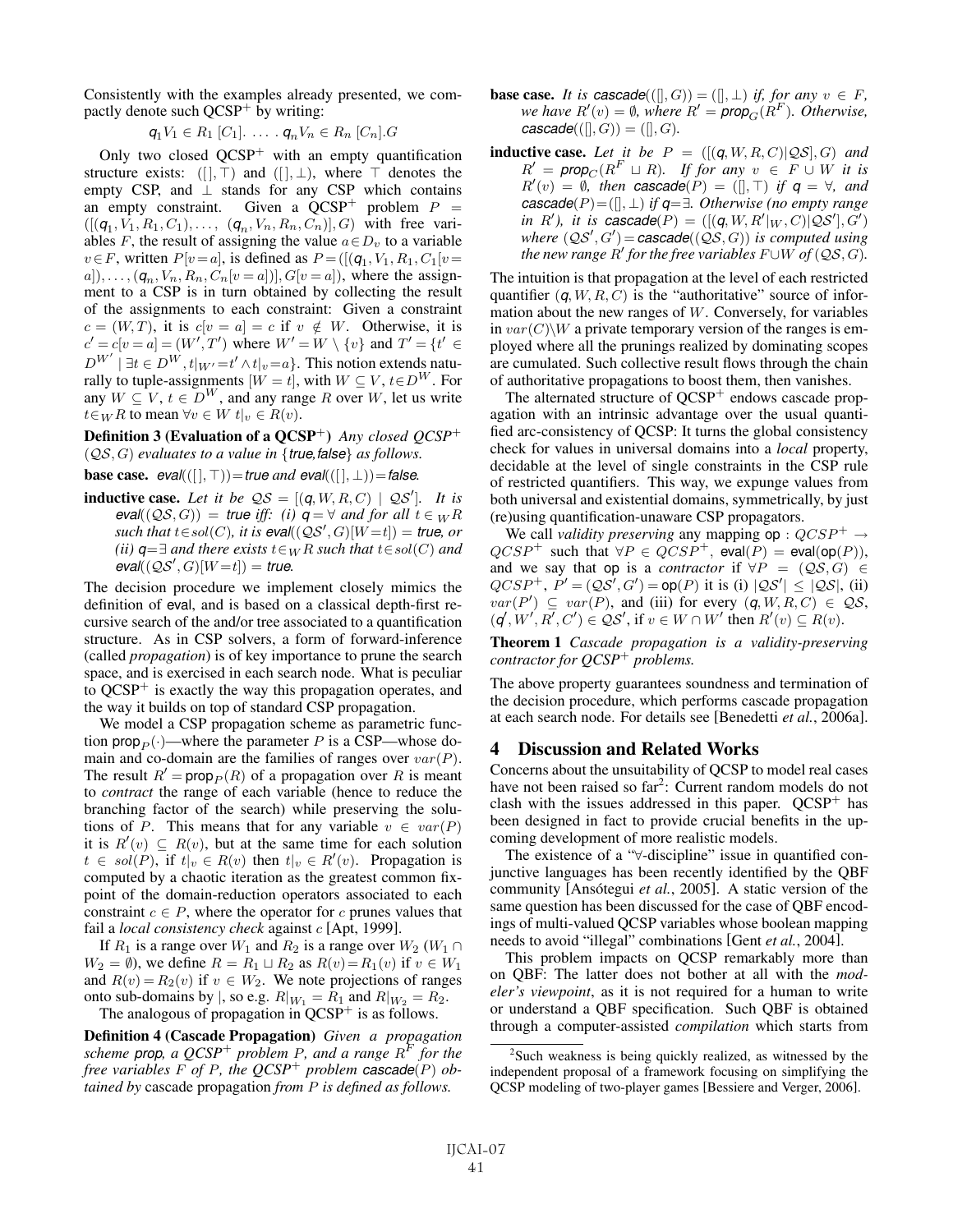Consistently with the examples already presented, we compactly denote such QCSP$^+$ by writing:

$$q_1 V_1 \in R_1\ [C_1].\ \ldots\ .\ q_n V_n \in R_n\ [C_n].G$$

Only two closed QCSP$^+$ with an empty quantification structure exists: $([], \top)$ and $([], \bot)$, where $\top$ denotes the empty CSP, and $\bot$ stands for any CSP which contains an empty constraint. Given a QCSP$^+$ problem $P = ([(q_1, V_1, R_1, C_1), \ldots, (q_n, V_n, R_n, C_n)], G)$ with free variables $F$, the result of assigning the value $a \in D_v$ to a variable $v \in F$, written $P[v=a]$, is defined as $P = ([(q_1, V_1, R_1, C_1[v=a]), \ldots, (q_n, V_n, R_n, C_n[v=a])], G[v=a])$, where the assignment to a CSP is in turn obtained by collecting the result of the assignments to each constraint: Given a constraint $c = (W, T)$, it is $c[v=a] = c$ if $v \notin W$. Otherwise, it is $c' = c[v=a] = (W', T')$ where $W' = W \setminus \{v\}$ and $T' = \{t' \in D^{W'} \mid \exists t \in D^W, t|_{W'} = t' \wedge t|_v = a\}$. This notion extends naturally to tuple-assignments $[W=t]$, with $W \subseteq V$, $t \in D^W$. For any $W \subseteq V$, $t \in D^W$, and any range $R$ over $W$, let us write $t \in_W R$ to mean $\forall v \in W\ t|_v \in R(v)$.

**Definition 3 (Evaluation of a QCSP$^+$)** *Any closed QCSP$^+$ $(\mathcal{QS}, G)$ evaluates to a value in {true,false} as follows.*

**base case.** *eval$(([], \top))$ = true and eval$(([], \bot))$ = false.*

**inductive case.** *Let it be $\mathcal{QS} = [(q, W, R, C) \mid \mathcal{QS}']$. It is eval$((\mathcal{QS}, G))$ = true iff: (i) $q = \forall$ and for all $t \in_W R$ such that $t \in sol(C)$, it is eval$((\mathcal{QS}', G)[W=t])$ = true, or (ii) $q = \exists$ and there exists $t \in_W R$ such that $t \in sol(C)$ and eval$((\mathcal{QS}', G)[W=t])$ = true.*

The decision procedure we implement closely mimics the definition of eval, and is based on a classical depth-first recursive search of the and/or tree associated to a quantification structure. As in CSP solvers, a form of forward-inference (called *propagation*) is of key importance to prune the search space, and is exercised in each search node. What is peculiar to QCSP$^+$ is exactly the way this propagation operates, and the way it builds on top of standard CSP propagation.

We model a CSP propagation scheme as parametric function $\mathsf{prop}_P(\cdot)$—where the parameter $P$ is a CSP—whose domain and co-domain are the families of ranges over $var(P)$. The result $R' = \mathsf{prop}_P(R)$ of a propagation over $R$ is meant to *contract* the range of each variable (hence to reduce the branching factor of the search) while preserving the solutions of $P$. This means that for any variable $v \in var(P)$ it is $R'(v) \subseteq R(v)$, but at the same time for each solution $t \in sol(P)$, if $t|_v \in R(v)$ then $t|_v \in R'(v)$. Propagation is computed by a chaotic iteration as the greatest common fixpoint of the domain-reduction operators associated to each constraint $c \in P$, where the operator for $c$ prunes values that fail a *local consistency check* against $c$ [Apt, 1999].

If $R_1$ is a range over $W_1$ and $R_2$ is a range over $W_2$ ($W_1 \cap W_2 = \emptyset$), we define $R = R_1 \sqcup R_2$ as $R(v) = R_1(v)$ if $v \in W_1$ and $R(v) = R_2(v)$ if $v \in W_2$. We note projections of ranges onto sub-domains by $|$, so e.g. $R|_{W_1} = R_1$ and $R|_{W_2} = R_2$.

The analogous of propagation in QCSP$^+$ is as follows.

**Definition 4 (Cascade Propagation)** *Given a propagation scheme prop, a QCSP$^+$ problem $P$, and a range $R^F$ for the free variables $F$ of $P$, the QCSP$^+$ problem cascade$(P)$ obtained by* cascade propagation *from $P$ is defined as follows.*

**base case.** *It is cascade$(([], G)) = ([], \bot)$ if, for any $v \in F$, we have $R'(v) = \emptyset$, where $R' = \mathsf{prop}_G(R^F)$. Otherwise, cascade$(([], G)) = ([], G)$.*

**inductive case.** *Let it be $P = ([(q, W, R, C) | \mathcal{QS}], G)$ and $R' = \mathsf{prop}_C(R^F \sqcup R)$. If for any $v \in F \cup W$ it is $R'(v) = \emptyset$, then cascade$(P) = ([], \top)$ if $q = \forall$, and cascade$(P) = ([], \bot)$ if $q = \exists$. Otherwise (no empty range in $R'$), it is cascade$(P) = ([(q, W, R'|_W, C) | \mathcal{QS}'], G')$ where $(\mathcal{QS}', G') =$ cascade$((\mathcal{QS}, G))$ is computed using the new range $R'$ for the free variables $F \cup W$ of $(\mathcal{QS}, G)$.*

The intuition is that propagation at the level of each restricted quantifier $(q, W, R, C)$ is the "authoritative" source of information about the new ranges of $W$. Conversely, for variables in $var(C) \setminus W$ a private temporary version of the ranges is employed where all the prunings realized by dominating scopes are cumulated. Such collective result flows through the chain of authoritative propagations to boost them, then vanishes.

The alternated structure of QCSP$^+$ endows cascade propagation with an intrinsic advantage over the usual quantified arc-consistency of QCSP: It turns the global consistency check for values in universal domains into a *local* property, decidable at the level of single constraints in the CSP rule of restricted quantifiers. This way, we expunge values from both universal and existential domains, symmetrically, by just (re)using quantification-unaware CSP propagators.

We call *validity preserving* any mapping $\mathsf{op} : QCSP^+ \to QCSP^+$ such that $\forall P \in QCSP^+$, $\mathsf{eval}(P) = \mathsf{eval}(\mathsf{op}(P))$, and we say that op is a *contractor* if $\forall P = (\mathcal{QS}, G) \in QCSP^+$, $P' = (\mathcal{QS}', G') = \mathsf{op}(P)$ it is (i) $|\mathcal{QS}'| \leq |\mathcal{QS}|$, (ii) $var(P') \subseteq var(P)$, and (iii) for every $(q, W, R, C) \in \mathcal{QS}$, $(q', W', R', C') \in \mathcal{QS}'$, if $v \in W \cap W'$ then $R'(v) \subseteq R(v)$.

**Theorem 1** *Cascade propagation is a validity-preserving contractor for QCSP$^+$ problems.*

The above property guarantees soundness and termination of the decision procedure, which performs cascade propagation at each search node. For details see [Benedetti *et al.*, 2006a].

## 4 Discussion and Related Works

Concerns about the unsuitability of QCSP to model real cases have not been raised so far[2]: Current random models do not clash with the issues addressed in this paper. QCSP$^+$ has been designed in fact to provide crucial benefits in the upcoming development of more realistic models.

The existence of a "$\forall$-discipline" issue in quantified conjunctive languages has been recently identified by the QBF community [Ansótegui *et al.*, 2005]. A static version of the same question has been discussed for the case of QBF encodings of multi-valued QCSP variables whose boolean mapping needs to avoid "illegal" combinations [Gent *et al.*, 2004].

This problem impacts on QCSP remarkably more than on QBF: The latter does not bother at all with the *modeler's viewpoint*, as it is not required for a human to write or understand a QBF specification. Such QBF is obtained through a computer-assisted *compilation* which starts from

[2] Such weakness is being quickly realized, as witnessed by the independent proposal of a framework focusing on simplifying the QCSP modeling of two-player games [Bessiere and Verger, 2006].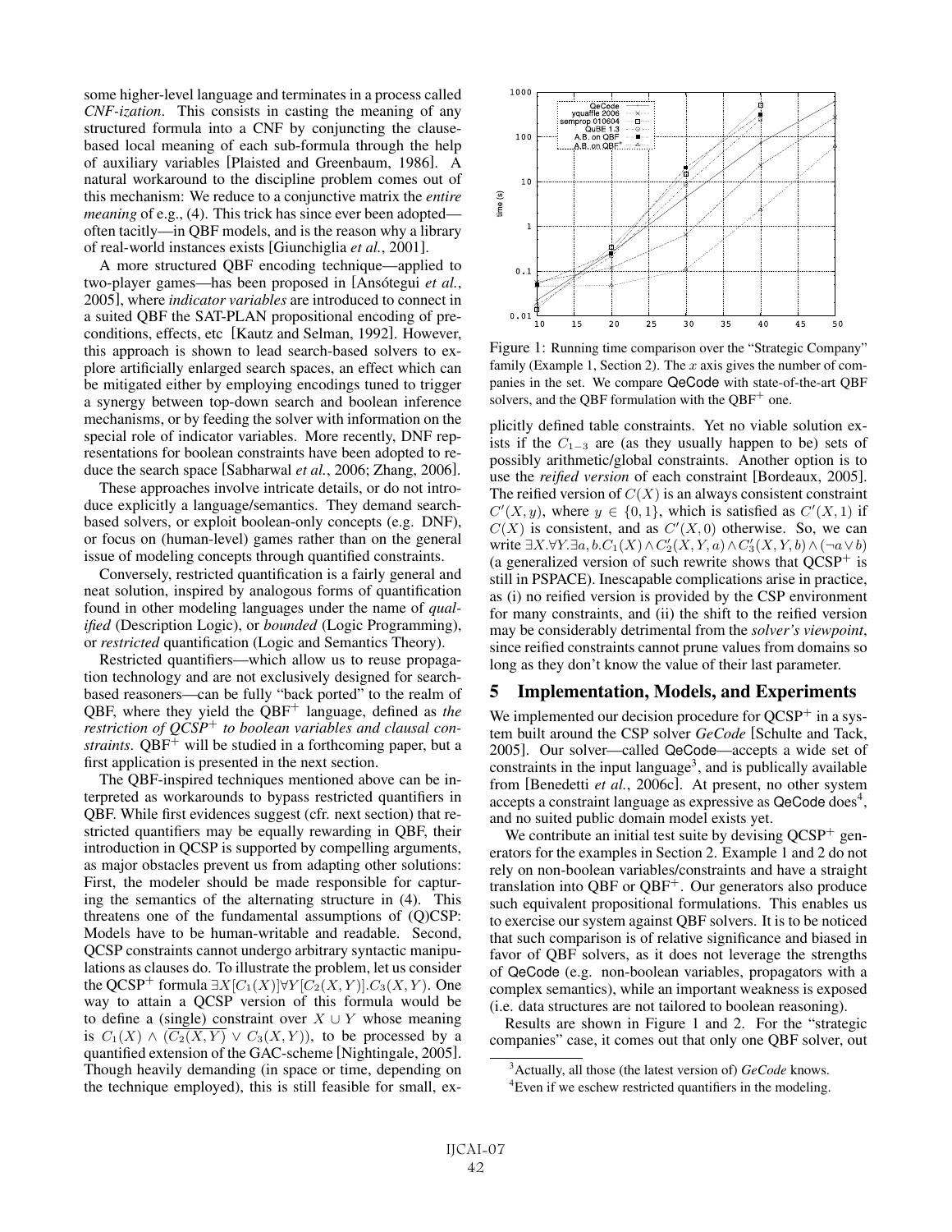some higher-level language and terminates in a process called *CNF-ization*. This consists in casting the meaning of any structured formula into a CNF by conjuncting the clause-based local meaning of each sub-formula through the help of auxiliary variables [Plaisted and Greenbaum, 1986]. A natural workaround to the discipline problem comes out of this mechanism: We reduce to a conjunctive matrix the *entire meaning* of e.g., (4). This trick has since ever been adopted—often tacitly—in QBF models, and is the reason why a library of real-world instances exists [Giunchiglia *et al.*, 2001].

A more structured QBF encoding technique—applied to two-player games—has been proposed in [Ansótegui *et al.*, 2005], where *indicator variables* are introduced to connect in a suited QBF the SAT-PLAN propositional encoding of preconditions, effects, etc [Kautz and Selman, 1992]. However, this approach is shown to lead search-based solvers to explore artificially enlarged search spaces, an effect which can be mitigated either by employing encodings tuned to trigger a synergy between top-down search and boolean inference mechanisms, or by feeding the solver with information on the special role of indicator variables. More recently, DNF representations for boolean constraints have been adopted to reduce the search space [Sabharwal *et al.*, 2006; Zhang, 2006].

These approaches involve intricate details, or do not introduce explicitly a language/semantics. They demand search-based solvers, or exploit boolean-only concepts (e.g. DNF), or focus on (human-level) games rather than on the general issue of modeling concepts through quantified constraints.

Conversely, restricted quantification is a fairly general and neat solution, inspired by analogous forms of quantification found in other modeling languages under the name of *qualified* (Description Logic), or *bounded* (Logic Programming), or *restricted* quantification (Logic and Semantics Theory).

Restricted quantifiers—which allow us to reuse propagation technology and are not exclusively designed for search-based reasoners—can be fully "back ported" to the realm of QBF, where they yield the QBF$^+$ language, defined as *the restriction of QCSP$^+$ to boolean variables and clausal constraints*. QBF$^+$ will be studied in a forthcoming paper, but a first application is presented in the next section.

The QBF-inspired techniques mentioned above can be interpreted as workarounds to bypass restricted quantifiers in QBF. While first evidences suggest (cfr. next section) that restricted quantifiers may be equally rewarding in QBF, their introduction in QCSP is supported by compelling arguments, as major obstacles prevent us from adapting other solutions: First, the modeler should be made responsible for capturing the semantics of the alternating structure in (4). This threatens one of the fundamental assumptions of (Q)CSP: Models have to be human-writable and readable. Second, QCSP constraints cannot undergo arbitrary syntactic manipulations as clauses do. To illustrate the problem, let us consider the QCSP$^+$ formula $\exists X[C_1(X)]\forall Y[C_2(X,Y)].C_3(X,Y)$. One way to attain a QCSP version of this formula would be to define a (single) constraint over $X \cup Y$ whose meaning is $C_1(X) \wedge (\overline{C_2(X,Y)} \vee C_3(X,Y))$, to be processed by a quantified extension of the GAC-scheme [Nightingale, 2005]. Though heavily demanding (in space or time, depending on the technique employed), this is still feasible for small, explicitly defined table constraints. Yet no viable solution exists if the $C_{1-3}$ are (as they usually happen to be) sets of possibly arithmetic/global constraints. Another option is to use the *reified version* of each constraint [Bordeaux, 2005]. The reified version of $C(X)$ is an always consistent constraint $C'(X,y)$, where $y \in \{0,1\}$, which is satisfied as $C'(X,1)$ if $C(X)$ is consistent, and as $C'(X,0)$ otherwise. So, we can write $\exists X.\forall Y.\exists a,b.C_1(X) \wedge C_2'(X,Y,a) \wedge C_3'(X,Y,b) \wedge (\neg a \vee b)$ (a generalized version of such rewrite shows that QCSP$^+$ is still in PSPACE). Inescapable complications arise in practice, as (i) no reified version is provided by the CSP environment for many constraints, and (ii) the shift to the reified version may be considerably detrimental from the *solver's viewpoint*, since reified constraints cannot prune values from domains so long as they don't know the value of their last parameter.

Figure 1: Running time comparison over the "Strategic Company" family (Example 1, Section 2). The $x$ axis gives the number of companies in the set. We compare QeCode with state-of-the-art QBF solvers, and the QBF formulation with the QBF$^+$ one.

## 5 Implementation, Models, and Experiments

We implemented our decision procedure for QCSP$^+$ in a system built around the CSP solver *GeCode* [Schulte and Tack, 2005]. Our solver—called QeCode—accepts a wide set of constraints in the input language[3], and is publically available from [Benedetti *et al.*, 2006c]. At present, no other system accepts a constraint language as expressive as QeCode does[4], and no suited public domain model exists yet.

We contribute an initial test suite by devising QCSP$^+$ generators for the examples in Section 2. Example 1 and 2 do not rely on non-boolean variables/constraints and have a straight translation into QBF or QBF$^+$. Our generators also produce such equivalent propositional formulations. This enables us to exercise our system against QBF solvers. It is to be noticed that such comparison is of relative significance and biased in favor of QBF solvers, as it does not leverage the strengths of QeCode (e.g. non-boolean variables, propagators with a complex semantics), while an important weakness is exposed (i.e. data structures are not tailored to boolean reasoning).

Results are shown in Figure 1 and 2. For the "strategic companies" case, it comes out that only one QBF solver, out

[3] Actually, all those (the latest version of) *GeCode* knows.

[4] Even if we eschew restricted quantifiers in the modeling.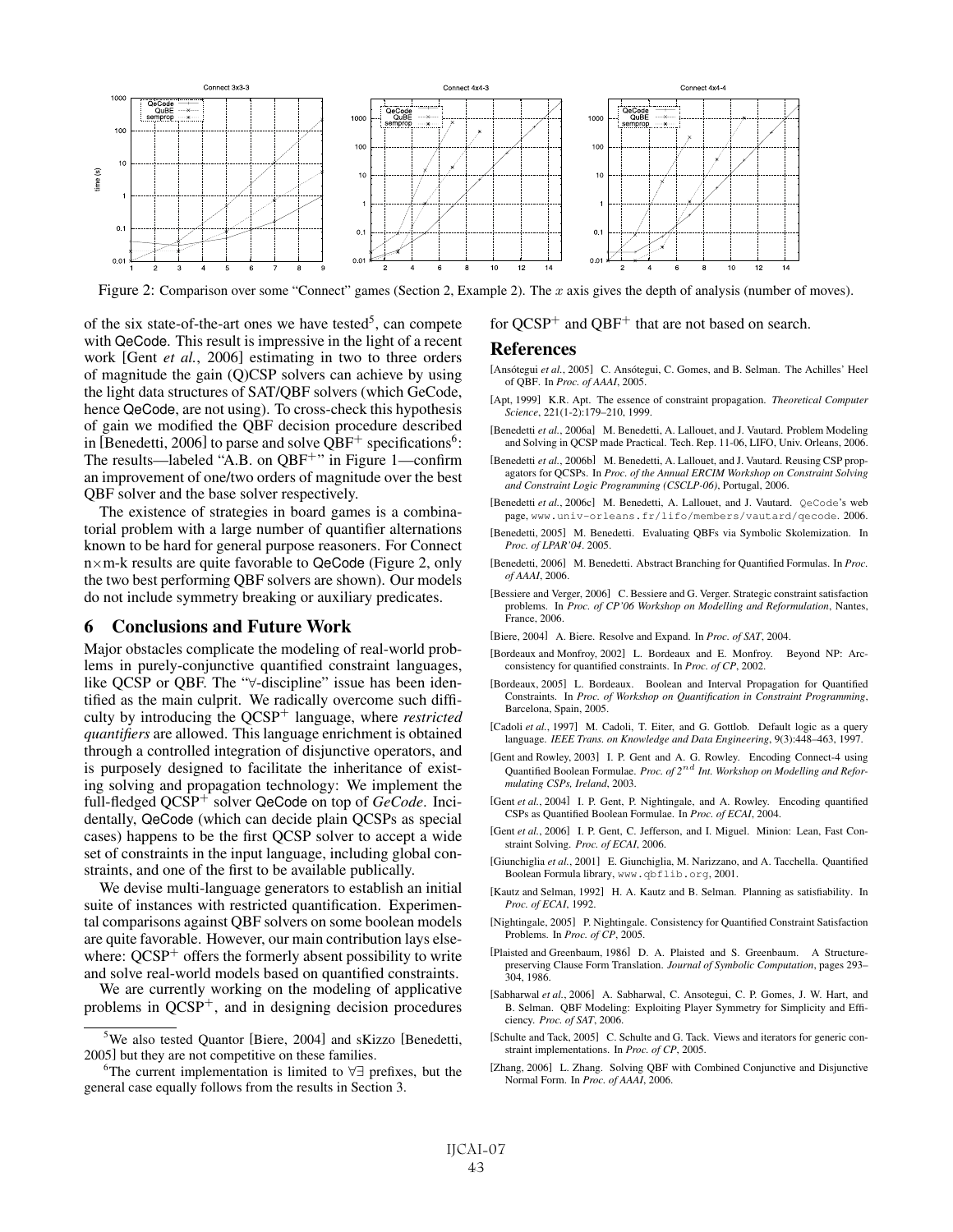Connect 3x3-3

1000

QeCode
QuBE
semprop

100

10

time (s)

1

0.1

0.01

1 2 3 4 5 6 7 8 9

Connect 4x4-3

1000

QeCode
QuBE
semprop

100

10

1

0.1

0.01

2 4 6 8 10 12 14

Connect 4x4-4

1000

QeCode
QuBE
semprop

100

10

1

0.1

0.01

2 4 6 8 10 12 14

Figure 2: Comparison over some "Connect" games (Section 2, Example 2). The $x$ axis gives the depth of analysis (number of moves).

of the six state-of-the-art ones we have tested[5], can compete with QeCode. This result is impressive in the light of a recent work [Gent *et al.*, 2006] estimating in two to three orders of magnitude the gain (Q)CSP solvers can achieve by using the light data structures of SAT/QBF solvers (which GeCode, hence QeCode, are not using). To cross-check this hypothesis of gain we modified the QBF decision procedure described in [Benedetti, 2006] to parse and solve QBF$^+$ specifications[6]: The results—labeled "A.B. on QBF$^+$" in Figure 1—confirm an improvement of one/two orders of magnitude over the best QBF solver and the base solver respectively.

The existence of strategies in board games is a combinatorial problem with a large number of quantifier alternations known to be hard for general purpose reasoners. For Connect n×m-k results are quite favorable to QeCode (Figure 2, only the two best performing QBF solvers are shown). Our models do not include symmetry breaking or auxiliary predicates.

## 6 Conclusions and Future Work

Major obstacles complicate the modeling of real-world problems in purely-conjunctive quantified constraint languages, like QCSP or QBF. The "∀-discipline" issue has been identified as the main culprit. We radically overcome such difficulty by introducing the QCSP$^+$ language, where *restricted quantifiers* are allowed. This language enrichment is obtained through a controlled integration of disjunctive operators, and is purposely designed to facilitate the inheritance of existing solving and propagation technology: We implement the full-fledged QCSP$^+$ solver QeCode on top of *GeCode*. Incidentally, QeCode (which can decide plain QCSPs as special cases) happens to be the first QCSP solver to accept a wide set of constraints in the input language, including global constraints, and one of the first to be available publically.

We devise multi-language generators to establish an initial suite of instances with restricted quantification. Experimental comparisons against QBF solvers on some boolean models are quite favorable. However, our main contribution lays elsewhere: QCSP$^+$ offers the formerly absent possibility to write and solve real-world models based on quantified constraints.

We are currently working on the modeling of applicative problems in QCSP$^+$, and in designing decision procedures for QCSP$^+$ and QBF$^+$ that are not based on search.

[5] We also tested Quantor [Biere, 2004] and sKizzo [Benedetti, 2005] but they are not competitive on these families.

[6] The current implementation is limited to ∀∃ prefixes, but the general case equally follows from the results in Section 3.

## References

[Ansótegui *et al.*, 2005] C. Ansótegui, C. Gomes, and B. Selman. The Achilles' Heel of QBF. In *Proc. of AAAI*, 2005.

[Apt, 1999] K.R. Apt. The essence of constraint propagation. *Theoretical Computer Science*, 221(1-2):179–210, 1999.

[Benedetti *et al.*, 2006a] M. Benedetti, A. Lallouet, and J. Vautard. Problem Modeling and Solving in QCSP made Practical. Tech. Rep. 11-06, LIFO, Univ. Orleans, 2006.

[Benedetti *et al.*, 2006b] M. Benedetti, A. Lallouet, and J. Vautard. Reusing CSP propagators for QCSPs. In *Proc. of the Annual ERCIM Workshop on Constraint Solving and Constraint Logic Programming (CSCLP-06)*, Portugal, 2006.

[Benedetti *et al.*, 2006c] M. Benedetti, A. Lallouet, and J. Vautard. QeCode's web page, www.univ-orleans.fr/lifo/members/vautard/qecode. 2006.

[Benedetti, 2005] M. Benedetti. Evaluating QBFs via Symbolic Skolemization. In *Proc. of LPAR'04*. 2005.

[Benedetti, 2006] M. Benedetti. Abstract Branching for Quantified Formulas. In *Proc. of AAAI*, 2006.

[Bessiere and Verger, 2006] C. Bessiere and G. Verger. Strategic constraint satisfaction problems. In *Proc. of CP'06 Workshop on Modelling and Reformulation*, Nantes, France, 2006.

[Biere, 2004] A. Biere. Resolve and Expand. In *Proc. of SAT*, 2004.

[Bordeaux and Monfroy, 2002] L. Bordeaux and E. Monfroy. Beyond NP: Arc-consistency for quantified constraints. In *Proc. of CP*, 2002.

[Bordeaux, 2005] L. Bordeaux. Boolean and Interval Propagation for Quantified Constraints. In *Proc. of Workshop on Quantification in Constraint Programming*, Barcelona, Spain, 2005.

[Cadoli *et al.*, 1997] M. Cadoli, T. Eiter, and G. Gottlob. Default logic as a query language. *IEEE Trans. on Knowledge and Data Engineering*, 9(3):448–463, 1997.

[Gent and Rowley, 2003] I. P. Gent and A. G. Rowley. Encoding Connect-4 using Quantified Boolean Formulae. *Proc. of $2^{nd}$ Int. Workshop on Modelling and Reformulating CSPs, Ireland*, 2003.

[Gent *et al.*, 2004] I. P. Gent, P. Nightingale, and A. Rowley. Encoding quantified CSPs as Quantified Boolean Formulae. In *Proc. of ECAI*, 2004.

[Gent *et al.*, 2006] I. P. Gent, C. Jefferson, and I. Miguel. Minion: Lean, Fast Constraint Solving. *Proc. of ECAI*, 2006.

[Giunchiglia *et al.*, 2001] E. Giunchiglia, M. Narizzano, and A. Tacchella. Quantified Boolean Formula library, www.qbflib.org, 2001.

[Kautz and Selman, 1992] H. A. Kautz and B. Selman. Planning as satisfiability. In *Proc. of ECAI*, 1992.

[Nightingale, 2005] P. Nightingale. Consistency for Quantified Constraint Satisfaction Problems. In *Proc. of CP*, 2005.

[Plaisted and Greenbaum, 1986] D. A. Plaisted and S. Greenbaum. A Structure-preserving Clause Form Translation. *Journal of Symbolic Computation*, pages 293–304, 1986.

[Sabharwal *et al.*, 2006] A. Sabharwal, C. Ansotegui, C. P. Gomes, J. W. Hart, and B. Selman. QBF Modeling: Exploiting Player Symmetry for Simplicity and Efficiency. *Proc. of SAT*, 2006.

[Schulte and Tack, 2005] C. Schulte and G. Tack. Views and iterators for generic constraint implementations. In *Proc. of CP*, 2005.

[Zhang, 2006] L. Zhang. Solving QBF with Combined Conjunctive and Disjunctive Normal Form. In *Proc. of AAAI*, 2006.